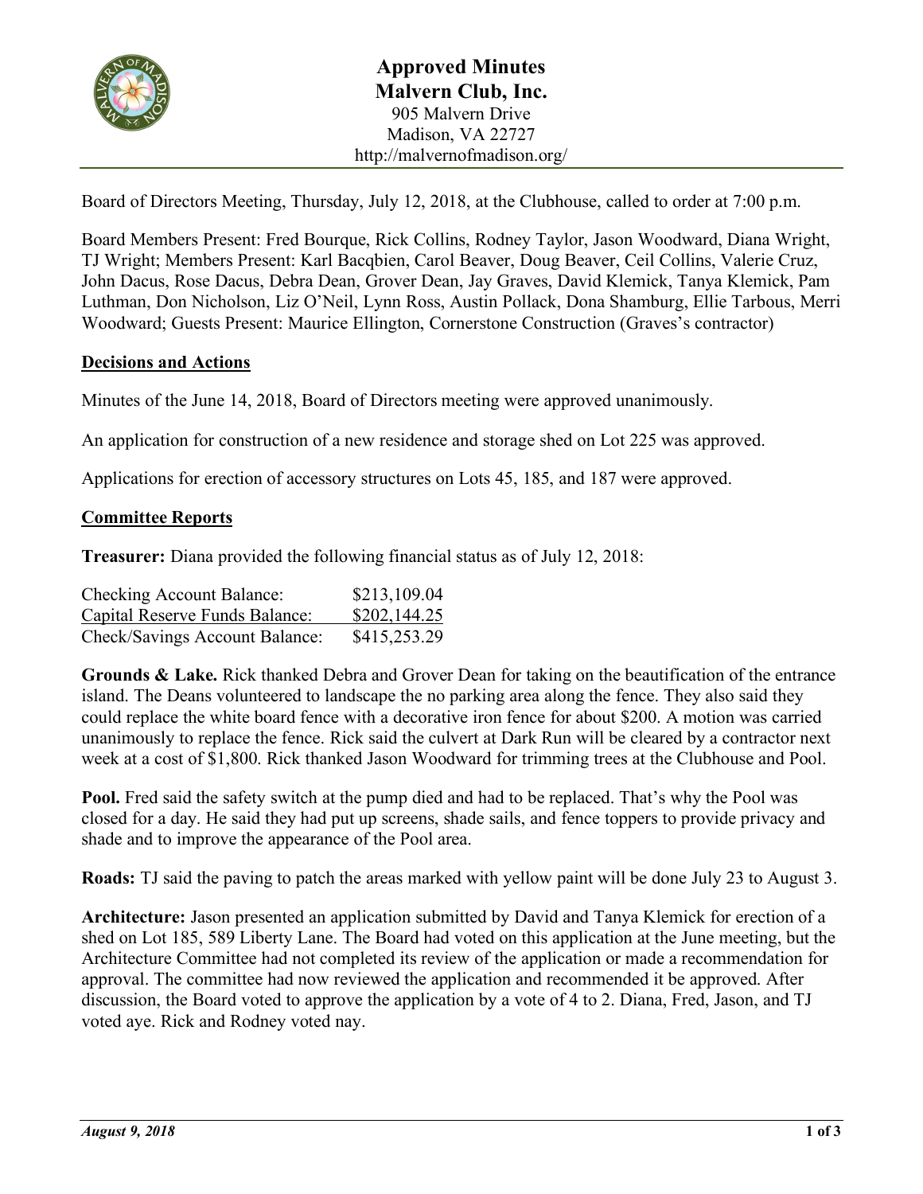# Approved Minutes
## Malvern Club, Inc.

905 Malvern Drive
Madison, VA 22727
http://malvernofmadison.org/

Board of Directors Meeting, Thursday, July 12, 2018, at the Clubhouse, called to order at 7:00 p.m.

Board Members Present: Fred Bourque, Rick Collins, Rodney Taylor, Jason Woodward, Diana Wright, TJ Wright; Members Present: Karl Bacqbien, Carol Beaver, Doug Beaver, Ceil Collins, Valerie Cruz, John Dacus, Rose Dacus, Debra Dean, Grover Dean, Jay Graves, David Klemick, Tanya Klemick, Pam Luthman, Don Nicholson, Liz O'Neil, Lynn Ross, Austin Pollack, Dona Shamburg, Ellie Tarbous, Merri Woodward; Guests Present: Maurice Ellington, Cornerstone Construction (Graves's contractor)

**Decisions and Actions**

Minutes of the June 14, 2018, Board of Directors meeting were approved unanimously.

An application for construction of a new residence and storage shed on Lot 225 was approved.

Applications for erection of accessory structures on Lots 45, 185, and 187 were approved.

**Committee Reports**

**Treasurer:** Diana provided the following financial status as of July 12, 2018:

| | |
|---|---|
| Checking Account Balance: | $213,109.04 |
| Capital Reserve Funds Balance: | $202,144.25 |
| Check/Savings Account Balance: | $415,253.29 |

**Grounds & Lake.** Rick thanked Debra and Grover Dean for taking on the beautification of the entrance island. The Deans volunteered to landscape the no parking area along the fence. They also said they could replace the white board fence with a decorative iron fence for about $200. A motion was carried unanimously to replace the fence. Rick said the culvert at Dark Run will be cleared by a contractor next week at a cost of $1,800. Rick thanked Jason Woodward for trimming trees at the Clubhouse and Pool.

**Pool.** Fred said the safety switch at the pump died and had to be replaced. That's why the Pool was closed for a day. He said they had put up screens, shade sails, and fence toppers to provide privacy and shade and to improve the appearance of the Pool area.

**Roads:** TJ said the paving to patch the areas marked with yellow paint will be done July 23 to August 3.

**Architecture:** Jason presented an application submitted by David and Tanya Klemick for erection of a shed on Lot 185, 589 Liberty Lane. The Board had voted on this application at the June meeting, but the Architecture Committee had not completed its review of the application or made a recommendation for approval. The committee had now reviewed the application and recommended it be approved. After discussion, the Board voted to approve the application by a vote of 4 to 2. Diana, Fred, Jason, and TJ voted aye. Rick and Rodney voted nay.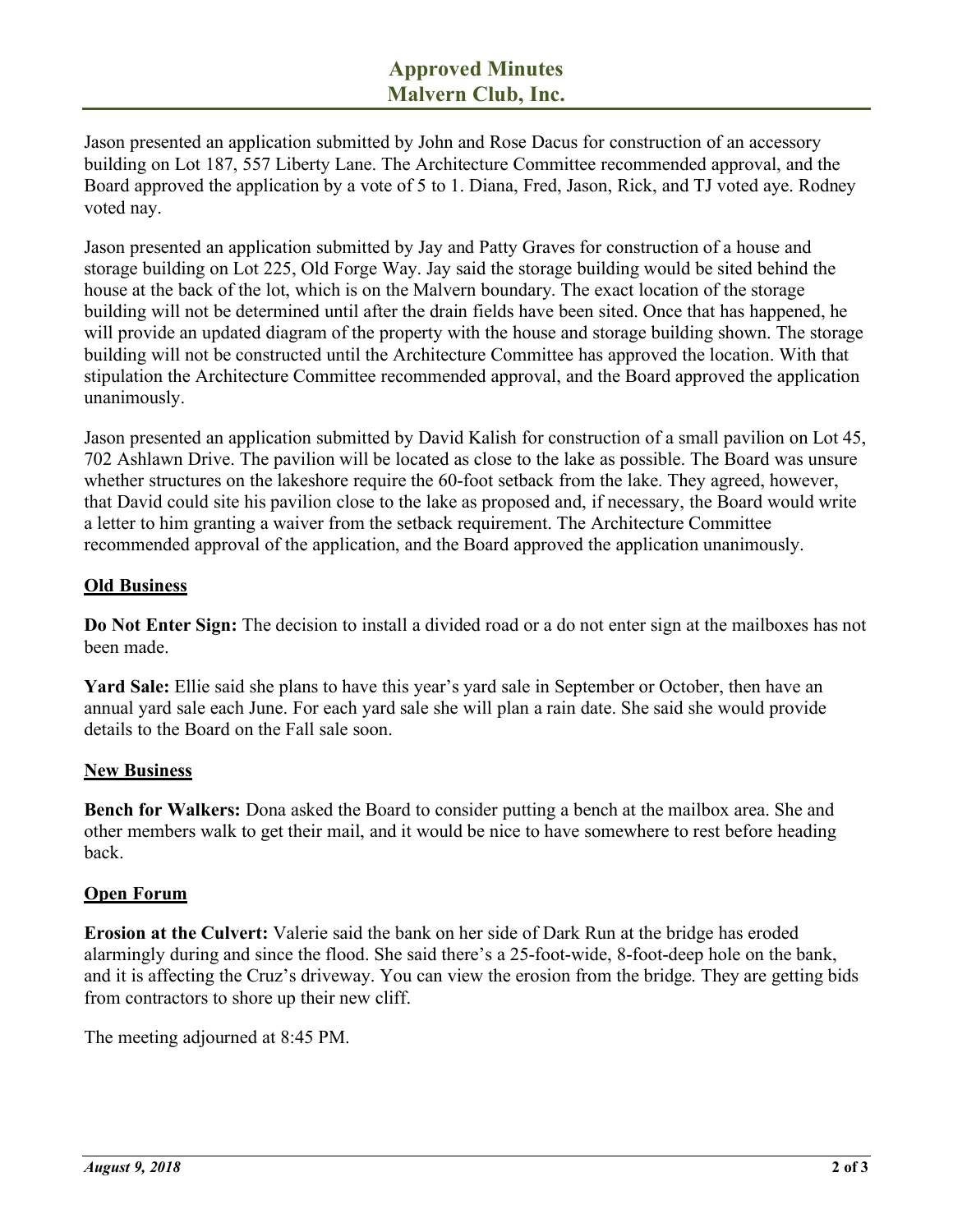Jason presented an application submitted by John and Rose Dacus for construction of an accessory building on Lot 187, 557 Liberty Lane. The Architecture Committee recommended approval, and the Board approved the application by a vote of 5 to 1. Diana, Fred, Jason, Rick, and TJ voted aye. Rodney voted nay.

Jason presented an application submitted by Jay and Patty Graves for construction of a house and storage building on Lot 225, Old Forge Way. Jay said the storage building would be sited behind the house at the back of the lot, which is on the Malvern boundary. The exact location of the storage building will not be determined until after the drain fields have been sited. Once that has happened, he will provide an updated diagram of the property with the house and storage building shown. The storage building will not be constructed until the Architecture Committee has approved the location. With that stipulation the Architecture Committee recommended approval, and the Board approved the application unanimously.

Jason presented an application submitted by David Kalish for construction of a small pavilion on Lot 45, 702 Ashlawn Drive. The pavilion will be located as close to the lake as possible. The Board was unsure whether structures on the lakeshore require the 60-foot setback from the lake. They agreed, however, that David could site his pavilion close to the lake as proposed and, if necessary, the Board would write a letter to him granting a waiver from the setback requirement. The Architecture Committee recommended approval of the application, and the Board approved the application unanimously.

## Old Business

**Do Not Enter Sign:** The decision to install a divided road or a do not enter sign at the mailboxes has not been made.

**Yard Sale:** Ellie said she plans to have this year's yard sale in September or October, then have an annual yard sale each June. For each yard sale she will plan a rain date. She said she would provide details to the Board on the Fall sale soon.

## New Business

**Bench for Walkers:** Dona asked the Board to consider putting a bench at the mailbox area. She and other members walk to get their mail, and it would be nice to have somewhere to rest before heading back.

## Open Forum

**Erosion at the Culvert:** Valerie said the bank on her side of Dark Run at the bridge has eroded alarmingly during and since the flood. She said there's a 25-foot-wide, 8-foot-deep hole on the bank, and it is affecting the Cruz's driveway. You can view the erosion from the bridge. They are getting bids from contractors to shore up their new cliff.

The meeting adjourned at 8:45 PM.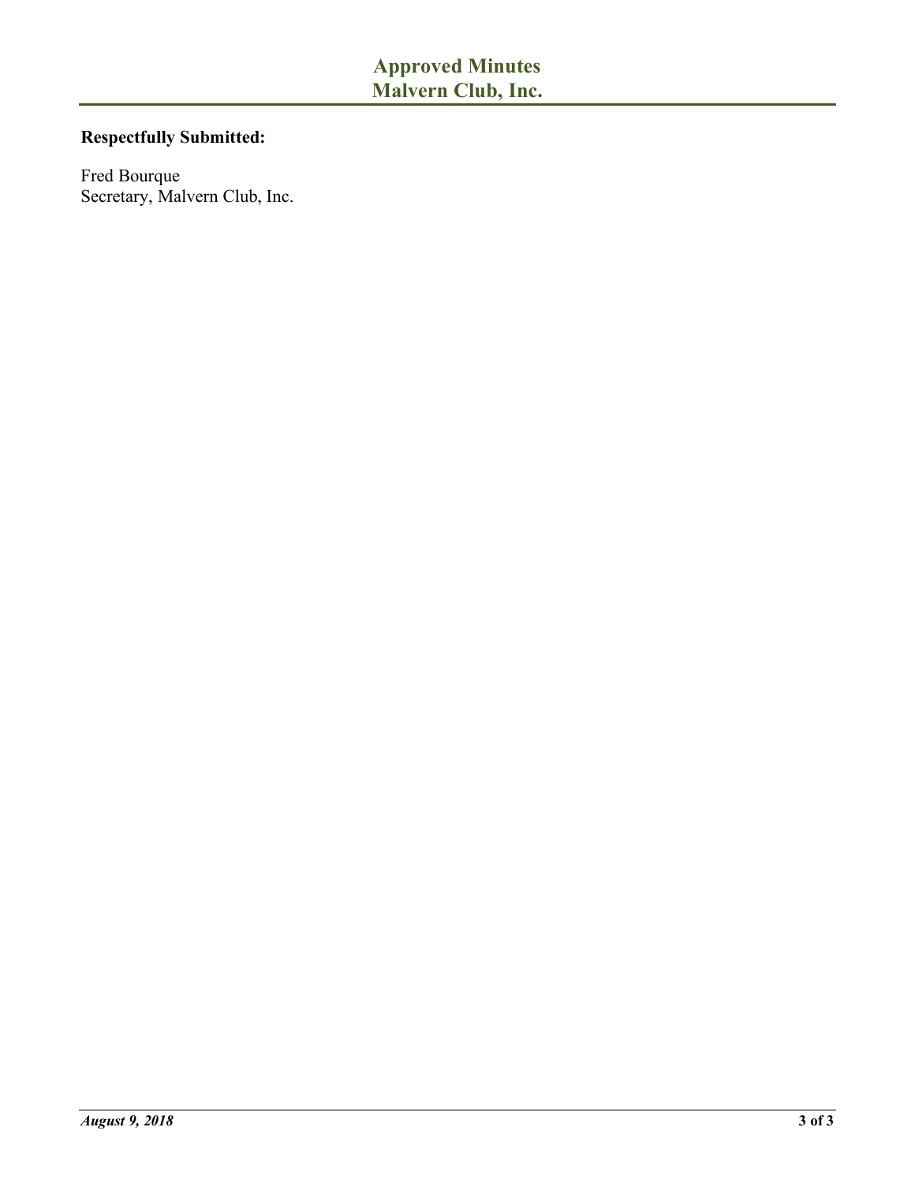**Respectfully Submitted:**

Fred Bourque
Secretary, Malvern Club, Inc.